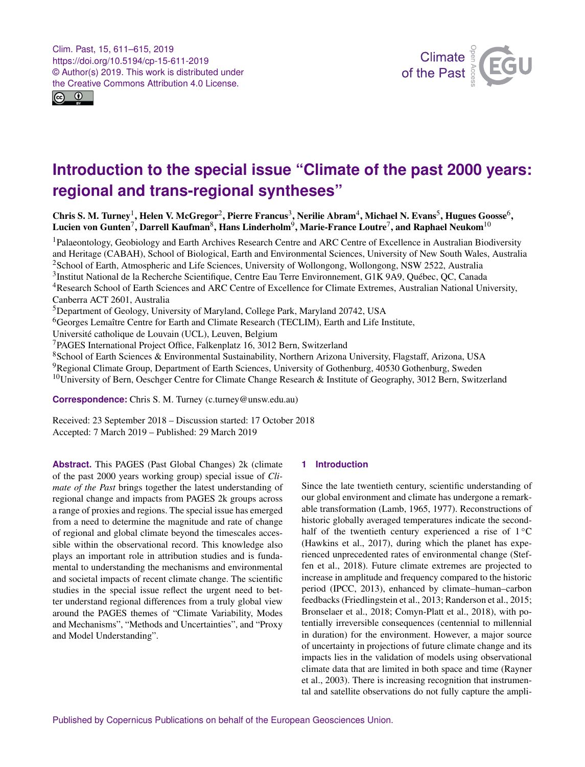# Introduction to the special issue "Climate of the past 2000 years: regional and trans-regional syntheses"

**Chris S. M. Turney[1], Helen V. McGregor[2], Pierre Francus[3], Nerilie Abram[4], Michael N. Evans[5], Hugues Goosse[6], Lucien von Gunten[7], Darrell Kaufman[8], Hans Linderholm[9], Marie-France Loutre[7], and Raphael Neukom[10]**

[1]Palaeontology, Geobiology and Earth Archives Research Centre and ARC Centre of Excellence in Australian Biodiversity and Heritage (CABAH), School of Biological, Earth and Environmental Sciences, University of New South Wales, Australia
[2]School of Earth, Atmospheric and Life Sciences, University of Wollongong, Wollongong, NSW 2522, Australia
[3]Institut National de la Recherche Scientifique, Centre Eau Terre Environnement, G1K 9A9, Québec, QC, Canada
[4]Research School of Earth Sciences and ARC Centre of Excellence for Climate Extremes, Australian National University, Canberra ACT 2601, Australia
[5]Department of Geology, University of Maryland, College Park, Maryland 20742, USA
[6]Georges Lemaître Centre for Earth and Climate Research (TECLIM), Earth and Life Institute, Université catholique de Louvain (UCL), Leuven, Belgium
[7]PAGES International Project Office, Falkenplatz 16, 3012 Bern, Switzerland
[8]School of Earth Sciences & Environmental Sustainability, Northern Arizona University, Flagstaff, Arizona, USA
[9]Regional Climate Group, Department of Earth Sciences, University of Gothenburg, 40530 Gothenburg, Sweden
[10]University of Bern, Oeschger Centre for Climate Change Research & Institute of Geography, 3012 Bern, Switzerland

**Correspondence:** Chris S. M. Turney (c.turney@unsw.edu.au)

Received: 23 September 2018 – Discussion started: 17 October 2018
Accepted: 7 March 2019 – Published: 29 March 2019

**Abstract.** This PAGES (Past Global Changes) 2k (climate of the past 2000 years working group) special issue of *Climate of the Past* brings together the latest understanding of regional change and impacts from PAGES 2k groups across a range of proxies and regions. The special issue has emerged from a need to determine the magnitude and rate of change of regional and global climate beyond the timescales accessible within the observational record. This knowledge also plays an important role in attribution studies and is fundamental to understanding the mechanisms and environmental and societal impacts of recent climate change. The scientific studies in the special issue reflect the urgent need to better understand regional differences from a truly global view around the PAGES themes of "Climate Variability, Modes and Mechanisms", "Methods and Uncertainties", and "Proxy and Model Understanding".

## 1 Introduction

Since the late twentieth century, scientific understanding of our global environment and climate has undergone a remarkable transformation (Lamb, 1965, 1977). Reconstructions of historic globally averaged temperatures indicate the second-half of the twentieth century experienced a rise of 1 °C (Hawkins et al., 2017), during which the planet has experienced unprecedented rates of environmental change (Steffen et al., 2018). Future climate extremes are projected to increase in amplitude and frequency compared to the historic period (IPCC, 2013), enhanced by climate–human–carbon feedbacks (Friedlingstein et al., 2013; Randerson et al., 2015; Bronselaer et al., 2018; Comyn-Platt et al., 2018), with potentially irreversible consequences (centennial to millennial in duration) for the environment. However, a major source of uncertainty in projections of future climate change and its impacts lies in the validation of models using observational climate data that are limited in both space and time (Rayner et al., 2003). There is increasing recognition that instrumental and satellite observations do not fully capture the ampli-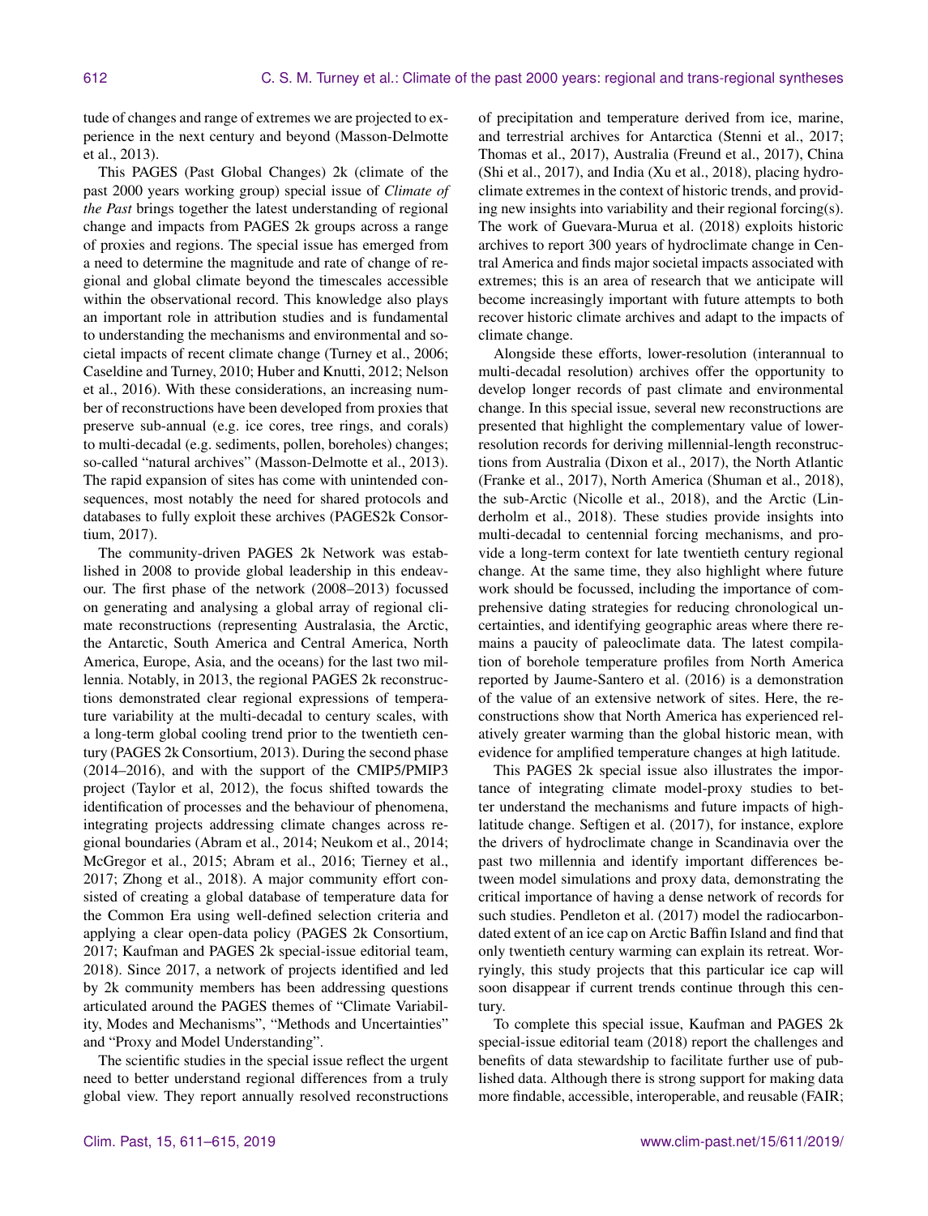tude of changes and range of extremes we are projected to experience in the next century and beyond (Masson-Delmotte et al., 2013).

This PAGES (Past Global Changes) 2k (climate of the past 2000 years working group) special issue of *Climate of the Past* brings together the latest understanding of regional change and impacts from PAGES 2k groups across a range of proxies and regions. The special issue has emerged from a need to determine the magnitude and rate of change of regional and global climate beyond the timescales accessible within the observational record. This knowledge also plays an important role in attribution studies and is fundamental to understanding the mechanisms and environmental and societal impacts of recent climate change (Turney et al., 2006; Caseldine and Turney, 2010; Huber and Knutti, 2012; Nelson et al., 2016). With these considerations, an increasing number of reconstructions have been developed from proxies that preserve sub-annual (e.g. ice cores, tree rings, and corals) to multi-decadal (e.g. sediments, pollen, boreholes) changes; so-called "natural archives" (Masson-Delmotte et al., 2013). The rapid expansion of sites has come with unintended consequences, most notably the need for shared protocols and databases to fully exploit these archives (PAGES2k Consortium, 2017).

The community-driven PAGES 2k Network was established in 2008 to provide global leadership in this endeavour. The first phase of the network (2008–2013) focussed on generating and analysing a global array of regional climate reconstructions (representing Australasia, the Arctic, the Antarctic, South America and Central America, North America, Europe, Asia, and the oceans) for the last two millennia. Notably, in 2013, the regional PAGES 2k reconstructions demonstrated clear regional expressions of temperature variability at the multi-decadal to century scales, with a long-term global cooling trend prior to the twentieth century (PAGES 2k Consortium, 2013). During the second phase (2014–2016), and with the support of the CMIP5/PMIP3 project (Taylor et al, 2012), the focus shifted towards the identification of processes and the behaviour of phenomena, integrating projects addressing climate changes across regional boundaries (Abram et al., 2014; Neukom et al., 2014; McGregor et al., 2015; Abram et al., 2016; Tierney et al., 2017; Zhong et al., 2018). A major community effort consisted of creating a global database of temperature data for the Common Era using well-defined selection criteria and applying a clear open-data policy (PAGES 2k Consortium, 2017; Kaufman and PAGES 2k special-issue editorial team, 2018). Since 2017, a network of projects identified and led by 2k community members has been addressing questions articulated around the PAGES themes of "Climate Variability, Modes and Mechanisms", "Methods and Uncertainties" and "Proxy and Model Understanding".

The scientific studies in the special issue reflect the urgent need to better understand regional differences from a truly global view. They report annually resolved reconstructions of precipitation and temperature derived from ice, marine, and terrestrial archives for Antarctica (Stenni et al., 2017; Thomas et al., 2017), Australia (Freund et al., 2017), China (Shi et al., 2017), and India (Xu et al., 2018), placing hydroclimate extremes in the context of historic trends, and providing new insights into variability and their regional forcing(s). The work of Guevara-Murua et al. (2018) exploits historic archives to report 300 years of hydroclimate change in Central America and finds major societal impacts associated with extremes; this is an area of research that we anticipate will become increasingly important with future attempts to both recover historic climate archives and adapt to the impacts of climate change.

Alongside these efforts, lower-resolution (interannual to multi-decadal resolution) archives offer the opportunity to develop longer records of past climate and environmental change. In this special issue, several new reconstructions are presented that highlight the complementary value of lower-resolution records for deriving millennial-length reconstructions from Australia (Dixon et al., 2017), the North Atlantic (Franke et al., 2017), North America (Shuman et al., 2018), the sub-Arctic (Nicolle et al., 2018), and the Arctic (Linderholm et al., 2018). These studies provide insights into multi-decadal to centennial forcing mechanisms, and provide a long-term context for late twentieth century regional change. At the same time, they also highlight where future work should be focussed, including the importance of comprehensive dating strategies for reducing chronological uncertainties, and identifying geographic areas where there remains a paucity of paleoclimate data. The latest compilation of borehole temperature profiles from North America reported by Jaume-Santero et al. (2016) is a demonstration of the value of an extensive network of sites. Here, the reconstructions show that North America has experienced relatively greater warming than the global historic mean, with evidence for amplified temperature changes at high latitude.

This PAGES 2k special issue also illustrates the importance of integrating climate model-proxy studies to better understand the mechanisms and future impacts of high-latitude change. Seftigen et al. (2017), for instance, explore the drivers of hydroclimate change in Scandinavia over the past two millennia and identify important differences between model simulations and proxy data, demonstrating the critical importance of having a dense network of records for such studies. Pendleton et al. (2017) model the radiocarbon-dated extent of an ice cap on Arctic Baffin Island and find that only twentieth century warming can explain its retreat. Worryingly, this study projects that this particular ice cap will soon disappear if current trends continue through this century.

To complete this special issue, Kaufman and PAGES 2k special-issue editorial team (2018) report the challenges and benefits of data stewardship to facilitate further use of published data. Although there is strong support for making data more findable, accessible, interoperable, and reusable (FAIR;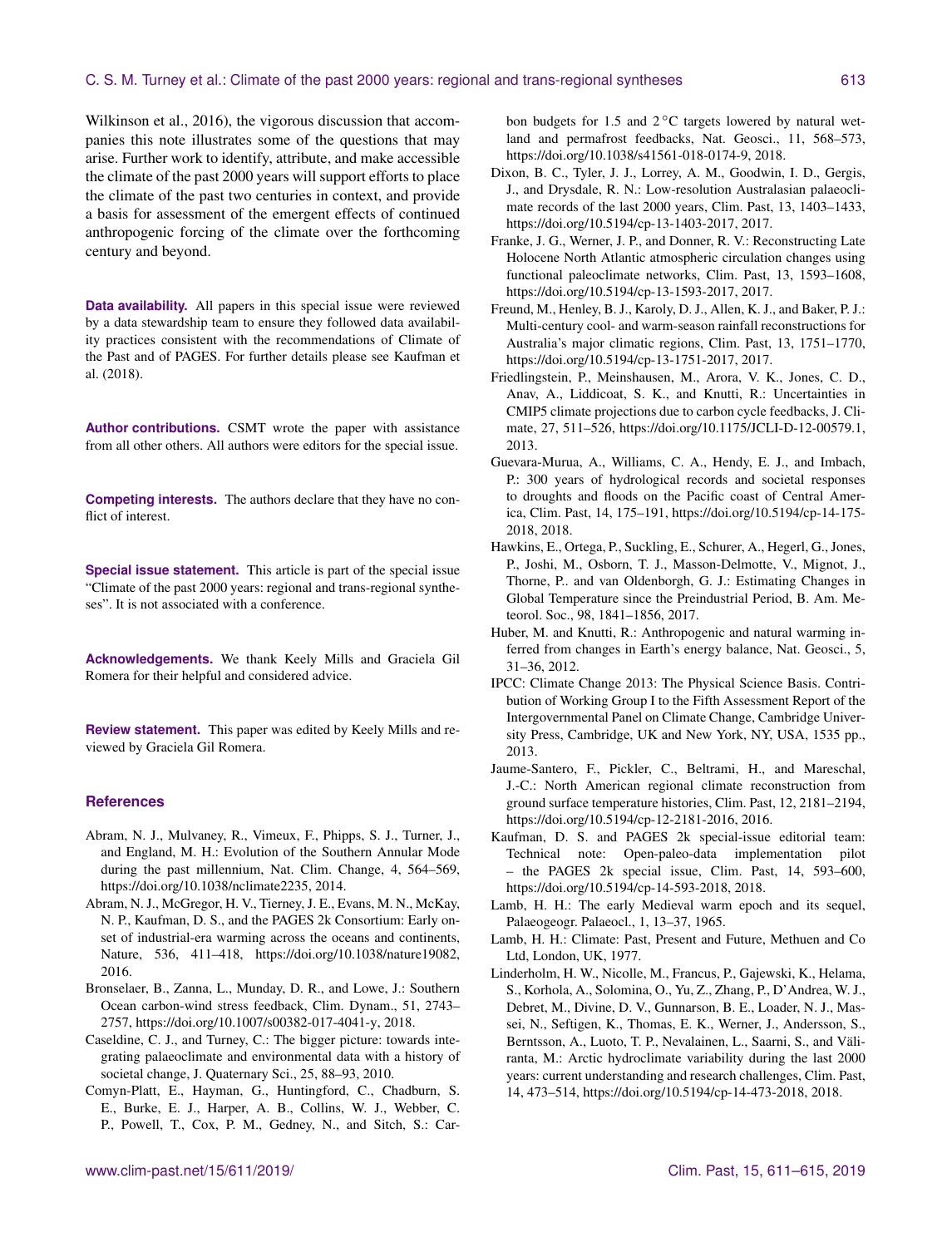Wilkinson et al., 2016), the vigorous discussion that accompanies this note illustrates some of the questions that may arise. Further work to identify, attribute, and make accessible the climate of the past 2000 years will support efforts to place the climate of the past two centuries in context, and provide a basis for assessment of the emergent effects of continued anthropogenic forcing of the climate over the forthcoming century and beyond.

**Data availability.** All papers in this special issue were reviewed by a data stewardship team to ensure they followed data availability practices consistent with the recommendations of Climate of the Past and of PAGES. For further details please see Kaufman et al. (2018).

**Author contributions.** CSMT wrote the paper with assistance from all other others. All authors were editors for the special issue.

**Competing interests.** The authors declare that they have no conflict of interest.

**Special issue statement.** This article is part of the special issue "Climate of the past 2000 years: regional and trans-regional syntheses". It is not associated with a conference.

**Acknowledgements.** We thank Keely Mills and Graciela Gil Romera for their helpful and considered advice.

**Review statement.** This paper was edited by Keely Mills and reviewed by Graciela Gil Romera.

## References

Abram, N. J., Mulvaney, R., Vimeux, F., Phipps, S. J., Turner, J., and England, M. H.: Evolution of the Southern Annular Mode during the past millennium, Nat. Clim. Change, 4, 564–569, https://doi.org/10.1038/nclimate2235, 2014.

Abram, N. J., McGregor, H. V., Tierney, J. E., Evans, M. N., McKay, N. P., Kaufman, D. S., and the PAGES 2k Consortium: Early onset of industrial-era warming across the oceans and continents, Nature, 536, 411–418, https://doi.org/10.1038/nature19082, 2016.

Bronselaer, B., Zanna, L., Munday, D. R., and Lowe, J.: Southern Ocean carbon-wind stress feedback, Clim. Dynam., 51, 2743–2757, https://doi.org/10.1007/s00382-017-4041-y, 2018.

Caseldine, C. J., and Turney, C.: The bigger picture: towards integrating palaeoclimate and environmental data with a history of societal change, J. Quaternary Sci., 25, 88–93, 2010.

Comyn-Platt, E., Hayman, G., Huntingford, C., Chadburn, S. E., Burke, E. J., Harper, A. B., Collins, W. J., Webber, C. P., Powell, T., Cox, P. M., Gedney, N., and Sitch, S.: Carbon budgets for 1.5 and 2 °C targets lowered by natural wetland and permafrost feedbacks, Nat. Geosci., 11, 568–573, https://doi.org/10.1038/s41561-018-0174-9, 2018.

Dixon, B. C., Tyler, J. J., Lorrey, A. M., Goodwin, I. D., Gergis, J., and Drysdale, R. N.: Low-resolution Australasian palaeoclimate records of the last 2000 years, Clim. Past, 13, 1403–1433, https://doi.org/10.5194/cp-13-1403-2017, 2017.

Franke, J. G., Werner, J. P., and Donner, R. V.: Reconstructing Late Holocene North Atlantic atmospheric circulation changes using functional paleoclimate networks, Clim. Past, 13, 1593–1608, https://doi.org/10.5194/cp-13-1593-2017, 2017.

Freund, M., Henley, B. J., Karoly, D. J., Allen, K. J., and Baker, P. J.: Multi-century cool- and warm-season rainfall reconstructions for Australia's major climatic regions, Clim. Past, 13, 1751–1770, https://doi.org/10.5194/cp-13-1751-2017, 2017.

Friedlingstein, P., Meinshausen, M., Arora, V. K., Jones, C. D., Anav, A., Liddicoat, S. K., and Knutti, R.: Uncertainties in CMIP5 climate projections due to carbon cycle feedbacks, J. Climate, 27, 511–526, https://doi.org/10.1175/JCLI-D-12-00579.1, 2013.

Guevara-Murua, A., Williams, C. A., Hendy, E. J., and Imbach, P.: 300 years of hydrological records and societal responses to droughts and floods on the Pacific coast of Central America, Clim. Past, 14, 175–191, https://doi.org/10.5194/cp-14-175-2018, 2018.

Hawkins, E., Ortega, P., Suckling, E., Schurer, A., Hegerl, G., Jones, P., Joshi, M., Osborn, T. J., Masson-Delmotte, V., Mignot, J., Thorne, P.. and van Oldenborgh, G. J.: Estimating Changes in Global Temperature since the Preindustrial Period, B. Am. Meteorol. Soc., 98, 1841–1856, 2017.

Huber, M. and Knutti, R.: Anthropogenic and natural warming inferred from changes in Earth's energy balance, Nat. Geosci., 5, 31–36, 2012.

IPCC: Climate Change 2013: The Physical Science Basis. Contribution of Working Group I to the Fifth Assessment Report of the Intergovernmental Panel on Climate Change, Cambridge University Press, Cambridge, UK and New York, NY, USA, 1535 pp., 2013.

Jaume-Santero, F., Pickler, C., Beltrami, H., and Mareschal, J.-C.: North American regional climate reconstruction from ground surface temperature histories, Clim. Past, 12, 2181–2194, https://doi.org/10.5194/cp-12-2181-2016, 2016.

Kaufman, D. S. and PAGES 2k special-issue editorial team: Technical note: Open-paleo-data implementation pilot – the PAGES 2k special issue, Clim. Past, 14, 593–600, https://doi.org/10.5194/cp-14-593-2018, 2018.

Lamb, H. H.: The early Medieval warm epoch and its sequel, Palaeogeogr. Palaeocl., 1, 13–37, 1965.

Lamb, H. H.: Climate: Past, Present and Future, Methuen and Co Ltd, London, UK, 1977.

Linderholm, H. W., Nicolle, M., Francus, P., Gajewski, K., Helama, S., Korhola, A., Solomina, O., Yu, Z., Zhang, P., D'Andrea, W. J., Debret, M., Divine, D. V., Gunnarson, B. E., Loader, N. J., Massei, N., Seftigen, K., Thomas, E. K., Werner, J., Andersson, S., Berntsson, A., Luoto, T. P., Nevalainen, L., Saarni, S., and Väliranta, M.: Arctic hydroclimate variability during the last 2000 years: current understanding and research challenges, Clim. Past, 14, 473–514, https://doi.org/10.5194/cp-14-473-2018, 2018.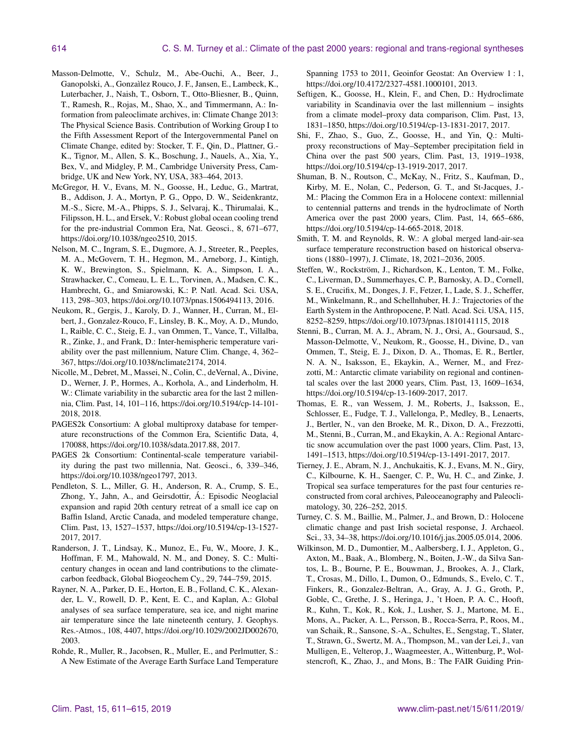Masson-Delmotte, V., Schulz, M., Abe-Ouchi, A., Beer, J., Ganopolski, A., Gonzaìlez Rouco, J. F., Jansen, E., Lambeck, K., Luterbacher, J., Naish, T., Osborn, T., Otto-Bliesner, B., Quinn, T., Ramesh, R., Rojas, M., Shao, X., and Timmermann, A.: Information from paleoclimate archives, in: Climate Change 2013: The Physical Science Basis. Contribution of Working Group I to the Fifth Assessment Report of the Intergovernmental Panel on Climate Change, edited by: Stocker, T. F., Qin, D., Plattner, G.-K., Tignor, M., Allen, S. K., Boschung, J., Nauels, A., Xia, Y., Bex, V., and Midgley, P. M., Cambridge University Press, Cambridge, UK and New York, NY, USA, 383–464, 2013.

McGregor, H. V., Evans, M. N., Goosse, H., Leduc, G., Martrat, B., Addison, J. A., Mortyn, P. G., Oppo, D. W., Seidenkrantz, M.-S., Sicre, M.-A., Phipps, S. J., Selvaraj, K., Thirumalai, K., Filipsson, H. L., and Ersek, V.: Robust global ocean cooling trend for the pre-industrial Common Era, Nat. Geosci., 8, 671–677, https://doi.org/10.1038/ngeo2510, 2015.

Nelson, M. C., Ingram, S. E., Dugmore, A. J., Streeter, R., Peeples, M. A., McGovern, T. H., Hegmon, M., Arneborg, J., Kintigh, K. W., Brewington, S., Spielmann, K. A., Simpson, I. A., Strawhacker, C., Comeau, L. E. L., Torvinen, A., Madsen, C. K., Hambrecht, G., and Smiarowski, K.: P. Natl. Acad. Sci. USA, 113, 298–303, https://doi.org/10.1073/pnas.1506494113, 2016.

Neukom, R., Gergis, J., Karoly, D. J., Wanner, H., Curran, M., Elbert, J., Gonzalez-Rouco, F., Linsley, B. K., Moy, A. D., Mundo, I., Raible, C. C., Steig, E. J., van Ommen, T., Vance, T., Villalba, R., Zinke, J., and Frank, D.: Inter-hemispheric temperature variability over the past millennium, Nature Clim. Change, 4, 362–367, https://doi.org/10.1038/nclimate2174, 2014.

Nicolle, M., Debret, M., Massei, N., Colin, C., deVernal, A., Divine, D., Werner, J. P., Hormes, A., Korhola, A., and Linderholm, H. W.: Climate variability in the subarctic area for the last 2 millennia, Clim. Past, 14, 101–116, https://doi.org/10.5194/cp-14-101-2018, 2018.

PAGES2k Consortium: A global multiproxy database for temperature reconstructions of the Common Era, Scientific Data, 4, 170088, https://doi.org/10.1038/sdata.2017.88, 2017.

PAGES 2k Consortium: Continental-scale temperature variability during the past two millennia, Nat. Geosci., 6, 339–346, https://doi.org/10.1038/ngeo1797, 2013.

Pendleton, S. L., Miller, G. H., Anderson, R. A., Crump, S. E., Zhong, Y., Jahn, A., and Geirsdottir, Á.: Episodic Neoglacial expansion and rapid 20th century retreat of a small ice cap on Baffin Island, Arctic Canada, and modeled temperature change, Clim. Past, 13, 1527–1537, https://doi.org/10.5194/cp-13-1527-2017, 2017.

Randerson, J. T., Lindsay, K., Munoz, E., Fu, W., Moore, J. K., Hoffman, F. M., Mahowald, N. M., and Doney, S. C.: Multicentury changes in ocean and land contributions to the climate-carbon feedback, Global Biogeochem Cy., 29, 744–759, 2015.

Rayner, N. A., Parker, D. E., Horton, E. B., Folland, C. K., Alexander, L. V., Rowell, D. P., Kent, E. C., and Kaplan, A.: Global analyses of sea surface temperature, sea ice, and night marine air temperature since the late nineteenth century, J. Geophys. Res.-Atmos., 108, 4407, https://doi.org/10.1029/2002JD002670, 2003.

Rohde, R., Muller, R., Jacobsen, R., Muller, E., and Perlmutter, S.: A New Estimate of the Average Earth Surface Land Temperature Spanning 1753 to 2011, Geoinfor Geostat: An Overview 1 : 1, https://doi.org/10.4172/2327-4581.1000101, 2013.

Seftigen, K., Goosse, H., Klein, F., and Chen, D.: Hydroclimate variability in Scandinavia over the last millennium – insights from a climate model–proxy data comparison, Clim. Past, 13, 1831–1850, https://doi.org/10.5194/cp-13-1831-2017, 2017.

Shi, F., Zhao, S., Guo, Z., Goosse, H., and Yin, Q.: Multi-proxy reconstructions of May–September precipitation field in China over the past 500 years, Clim. Past, 13, 1919–1938, https://doi.org/10.5194/cp-13-1919-2017, 2017.

Shuman, B. N., Routson, C., McKay, N., Fritz, S., Kaufman, D., Kirby, M. E., Nolan, C., Pederson, G. T., and St-Jacques, J.-M.: Placing the Common Era in a Holocene context: millennial to centennial patterns and trends in the hydroclimate of North America over the past 2000 years, Clim. Past, 14, 665–686, https://doi.org/10.5194/cp-14-665-2018, 2018.

Smith, T. M. and Reynolds, R. W.: A global merged land-air-sea surface temperature reconstruction based on historical observations (1880–1997), J. Climate, 18, 2021–2036, 2005.

Steffen, W., Rockström, J., Richardson, K., Lenton, T. M., Folke, C., Liverman, D., Summerhayes, C. P., Barnosky, A. D., Cornell, S. E., Crucifix, M., Donges, J. F., Fetzer, I., Lade, S. J., Scheffer, M., Winkelmann, R., and Schellnhuber, H. J.: Trajectories of the Earth System in the Anthropocene, P. Natl. Acad. Sci. USA, 115, 8252–8259, https://doi.org/10.1073/pnas.1810141115, 2018

Stenni, B., Curran, M. A. J., Abram, N. J., Orsi, A., Goursaud, S., Masson-Delmotte, V., Neukom, R., Goosse, H., Divine, D., van Ommen, T., Steig, E. J., Dixon, D. A., Thomas, E. R., Bertler, N. A. N., Isaksson, E., Ekaykin, A., Werner, M., and Frezzotti, M.: Antarctic climate variability on regional and continental scales over the last 2000 years, Clim. Past, 13, 1609–1634, https://doi.org/10.5194/cp-13-1609-2017, 2017.

Thomas, E. R., van Wessem, J. M., Roberts, J., Isaksson, E., Schlosser, E., Fudge, T. J., Vallelonga, P., Medley, B., Lenaerts, J., Bertler, N., van den Broeke, M. R., Dixon, D. A., Frezzotti, M., Stenni, B., Curran, M., and Ekaykin, A. A.: Regional Antarctic snow accumulation over the past 1000 years, Clim. Past, 13, 1491–1513, https://doi.org/10.5194/cp-13-1491-2017, 2017.

Tierney, J. E., Abram, N. J., Anchukaitis, K. J., Evans, M. N., Giry, C., Kilbourne, K. H., Saenger, C. P., Wu, H. C., and Zinke, J. Tropical sea surface temperatures for the past four centuries reconstructed from coral archives, Paleoceanography and Paleoclimatology, 30, 226–252, 2015.

Turney, C. S. M., Baillie, M., Palmer, J., and Brown, D.: Holocene climatic change and past Irish societal response, J. Archaeol. Sci., 33, 34–38, https://doi.org/10.1016/j.jas.2005.05.014, 2006.

Wilkinson, M. D., Dumontier, M., Aalbersberg, I. J., Appleton, G., Axton, M., Baak, A., Blomberg, N., Boiten, J.-W., da Silva Santos, L. B., Bourne, P. E., Bouwman, J., Brookes, A. J., Clark, T., Crosas, M., Dillo, I., Dumon, O., Edmunds, S., Evelo, C. T., Finkers, R., Gonzalez-Beltran, A., Gray, A. J. G., Groth, P., Goble, C., Grethe, J. S., Heringa, J., 't Hoen, P. A. C., Hooft, R., Kuhn, T., Kok, R., Kok, J., Lusher, S. J., Martone, M. E., Mons, A., Packer, A. L., Persson, B., Rocca-Serra, P., Roos, M., van Schaik, R., Sansone, S.-A., Schultes, E., Sengstag, T., Slater, T., Strawn, G., Swertz, M. A., Thompson, M., van der Lei, J., van Mulligen, E., Velterop, J., Waagmeester, A., Wittenburg, P., Wolstencroft, K., Zhao, J., and Mons, B.: The FAIR Guiding Prin-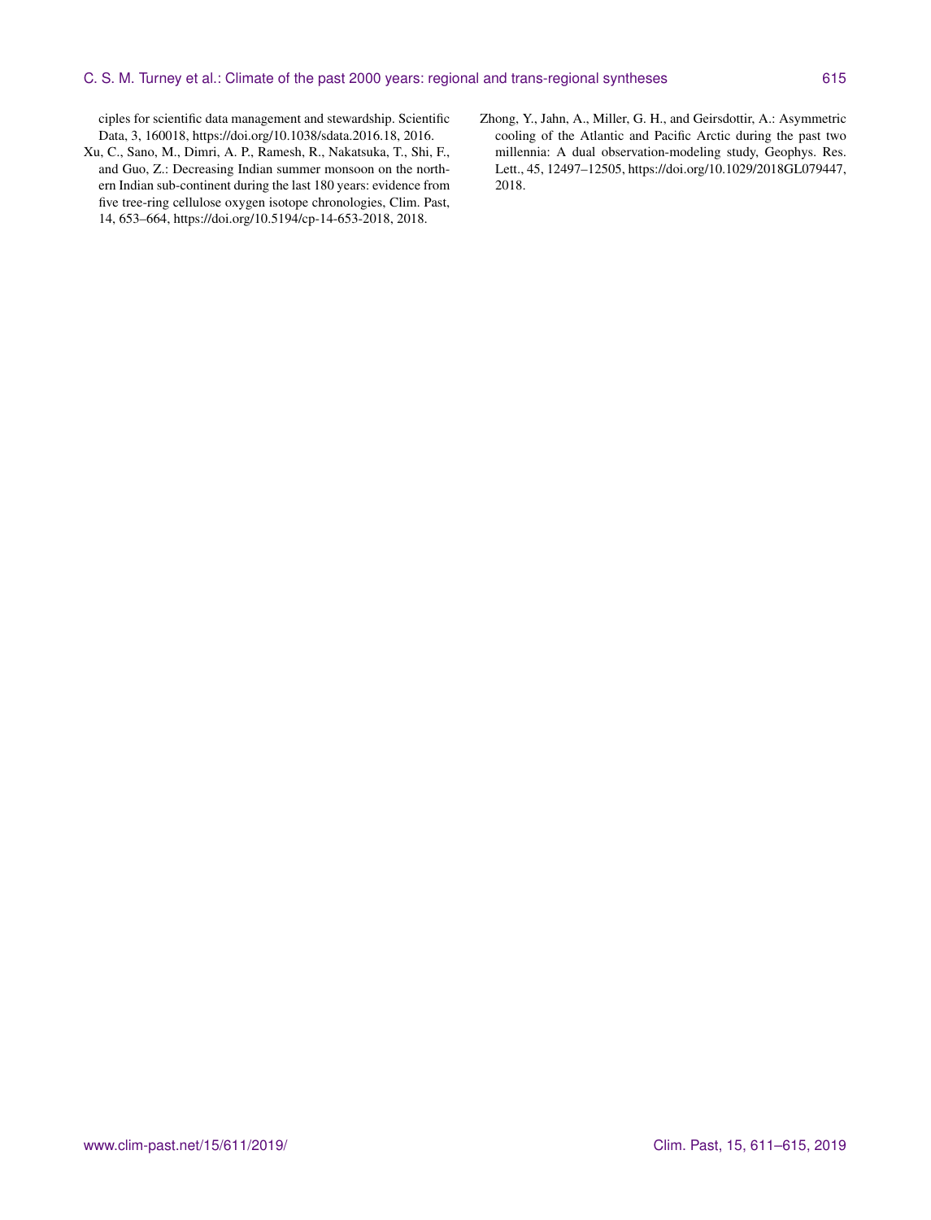ciples for scientific data management and stewardship. Scientific Data, 3, 160018, https://doi.org/10.1038/sdata.2016.18, 2016.

Xu, C., Sano, M., Dimri, A. P., Ramesh, R., Nakatsuka, T., Shi, F., and Guo, Z.: Decreasing Indian summer monsoon on the northern Indian sub-continent during the last 180 years: evidence from five tree-ring cellulose oxygen isotope chronologies, Clim. Past, 14, 653–664, https://doi.org/10.5194/cp-14-653-2018, 2018.

Zhong, Y., Jahn, A., Miller, G. H., and Geirsdottir, A.: Asymmetric cooling of the Atlantic and Pacific Arctic during the past two millennia: A dual observation-modeling study, Geophys. Res. Lett., 45, 12497–12505, https://doi.org/10.1029/2018GL079447, 2018.